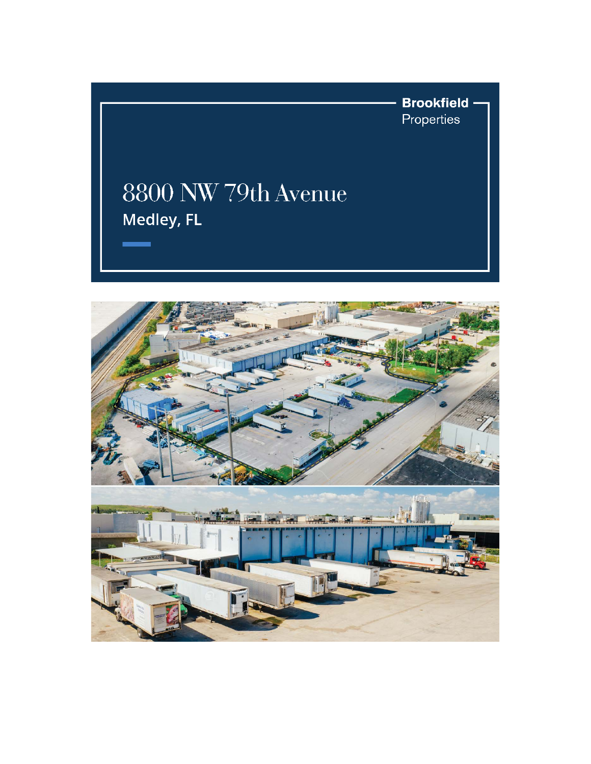Brookfield Properties

# 8800 NW 79th Avenue

## Medley, FL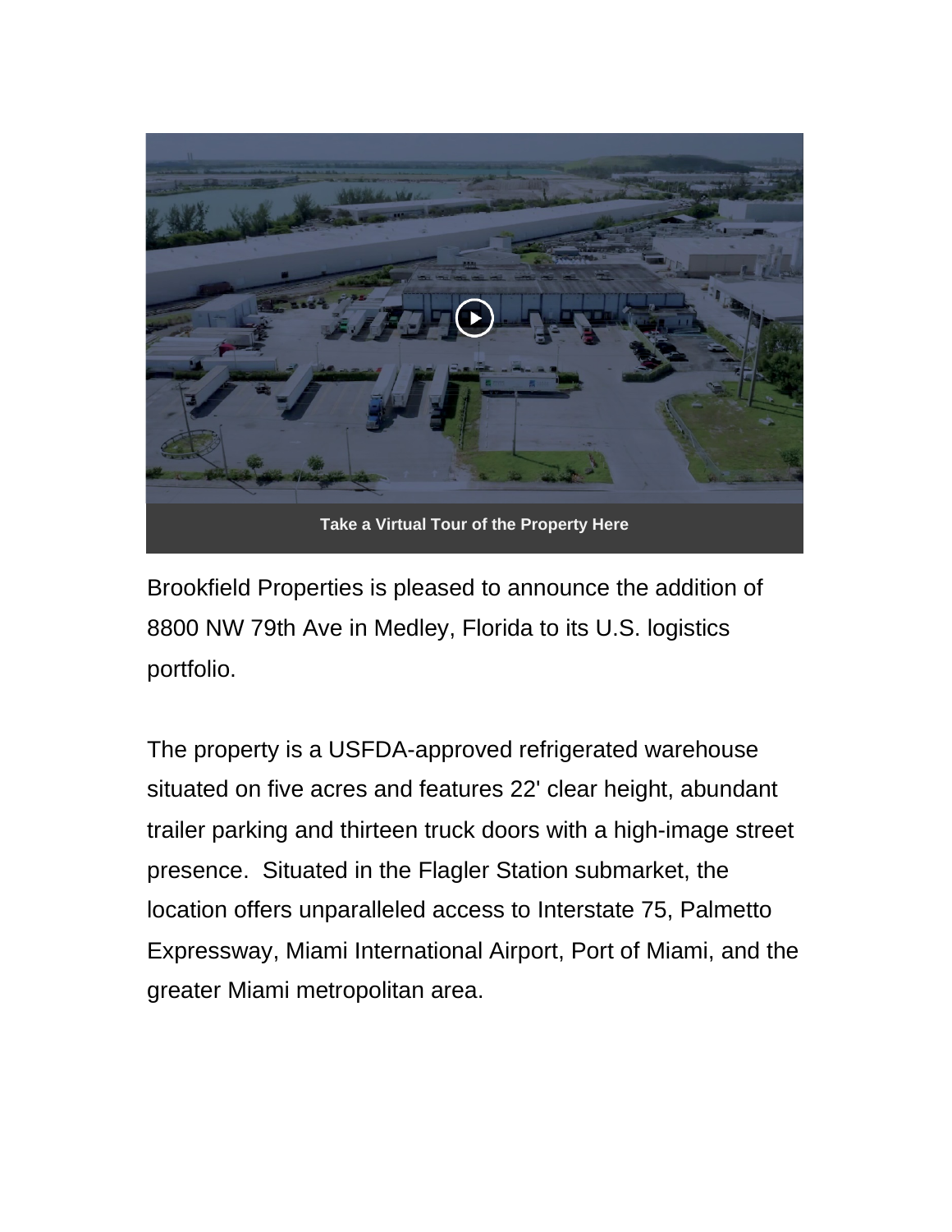Take a Virtual Tour of the Property Here

Brookfield Properties is pleased to announce the addition of 8800 NW 79th Ave in Medley, Florida to its U.S. logistics portfolio.

The property is a USFDA-approved refrigerated warehouse situated on five acres and features 22' clear height, abundant trailer parking and thirteen truck doors with a high-image street presence.  Situated in the Flagler Station submarket, the location offers unparalleled access to Interstate 75, Palmetto Expressway, Miami International Airport, Port of Miami, and the greater Miami metropolitan area.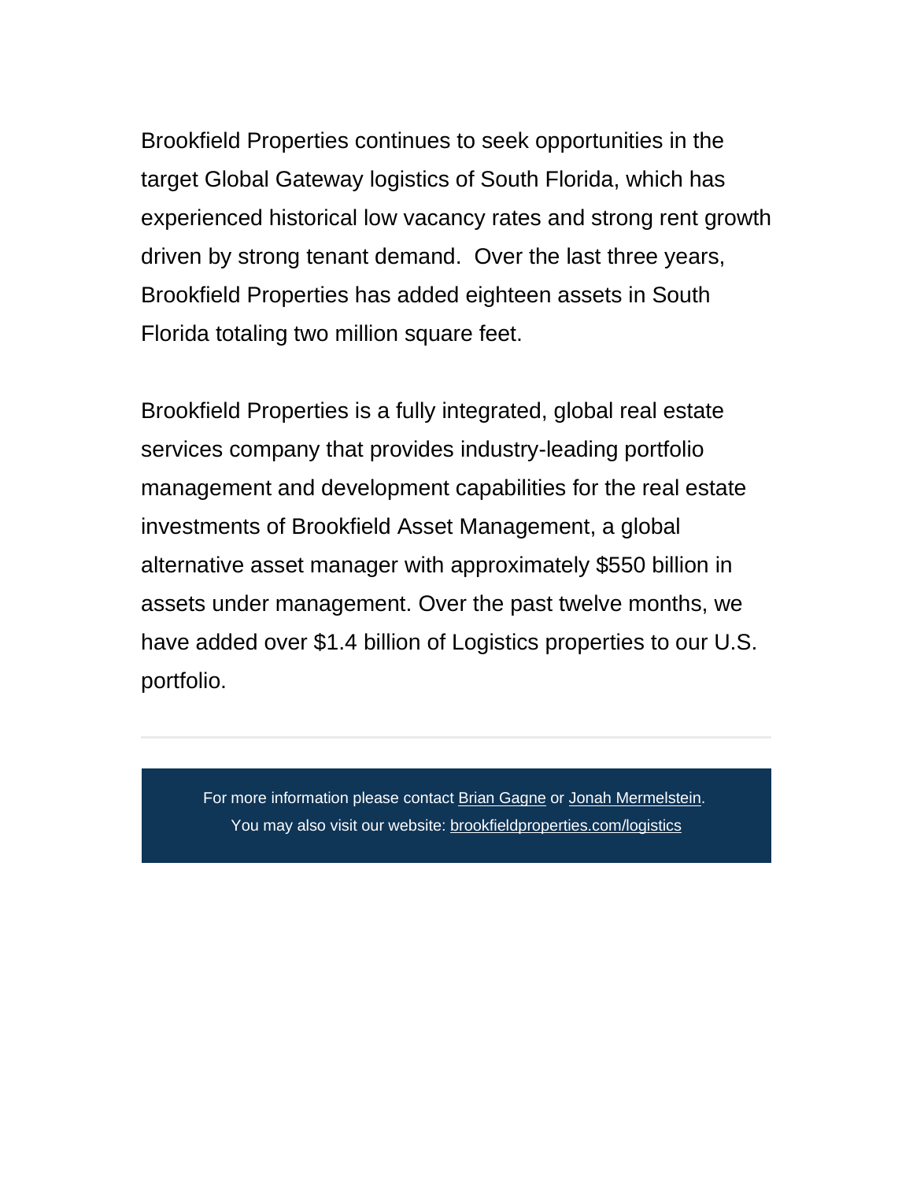Brookfield Properties continues to seek opportunities in the target Global Gateway logistics of South Florida, which has experienced historical low vacancy rates and strong rent growth driven by strong tenant demand.  Over the last three years, Brookfield Properties has added eighteen assets in South Florida totaling two million square feet.

Brookfield Properties is a fully integrated, global real estate services company that provides industry-leading portfolio management and development capabilities for the real estate investments of Brookfield Asset Management, a global alternative asset manager with approximately $550 billion in assets under management. Over the past twelve months, we have added over $1.4 billion of Logistics properties to our U.S. portfolio.

---

For more information please contact Brian Gagne or Jonah Mermelstein.
You may also visit our website: brookfieldproperties.com/logistics